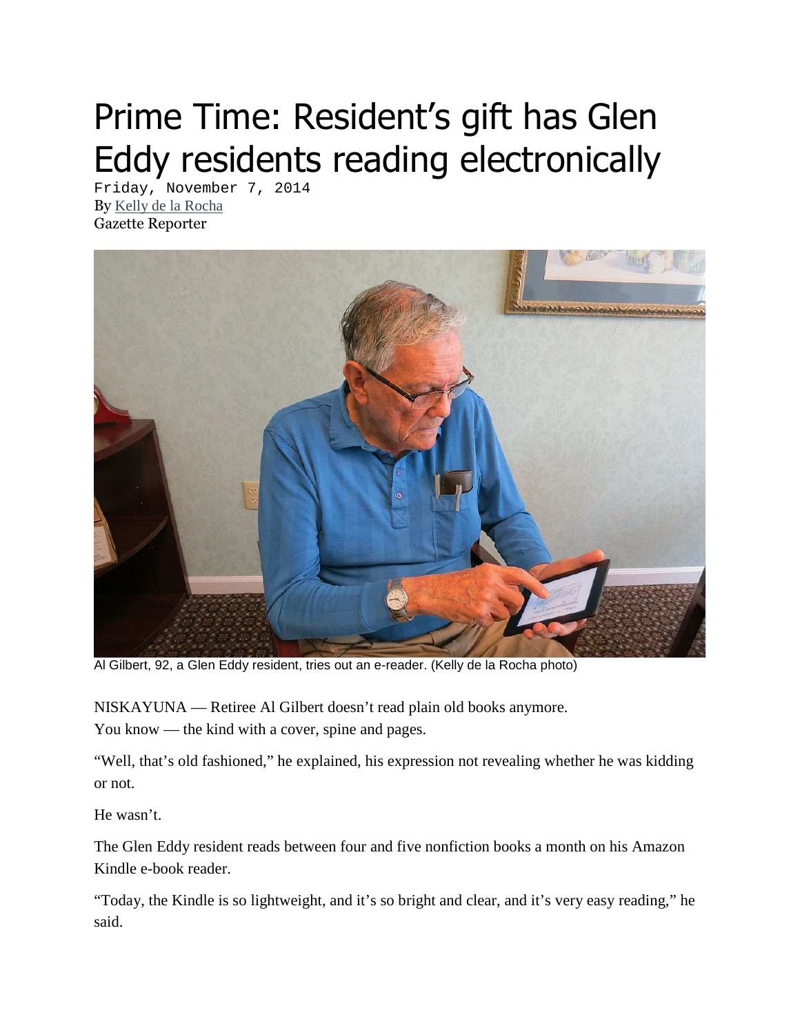# Prime Time: Resident's gift has Glen Eddy residents reading electronically

Friday, November 7, 2014

By Kelly de la Rocha

Gazette Reporter

Al Gilbert, 92, a Glen Eddy resident, tries out an e-reader. (Kelly de la Rocha photo)

NISKAYUNA — Retiree Al Gilbert doesn't read plain old books anymore.
You know — the kind with a cover, spine and pages.

"Well, that's old fashioned," he explained, his expression not revealing whether he was kidding or not.

He wasn't.

The Glen Eddy resident reads between four and five nonfiction books a month on his Amazon Kindle e-book reader.

"Today, the Kindle is so lightweight, and it's so bright and clear, and it's very easy reading," he said.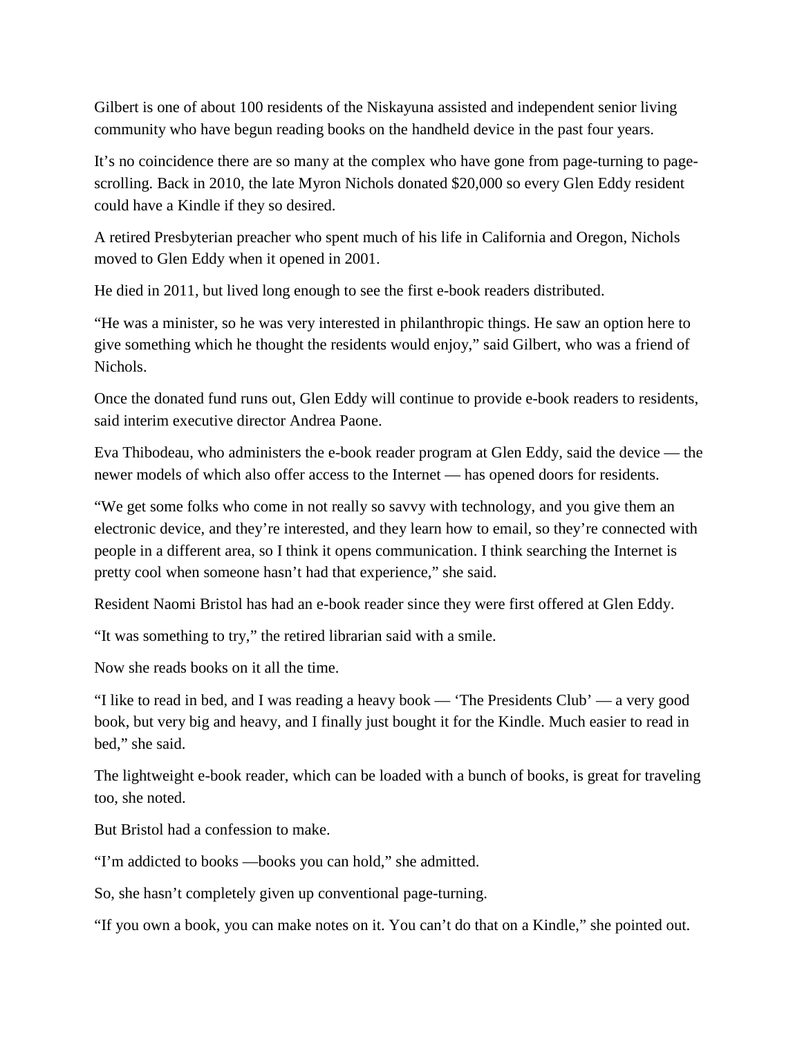Gilbert is one of about 100 residents of the Niskayuna assisted and independent senior living community who have begun reading books on the handheld device in the past four years.

It's no coincidence there are so many at the complex who have gone from page-turning to page-scrolling. Back in 2010, the late Myron Nichols donated $20,000 so every Glen Eddy resident could have a Kindle if they so desired.

A retired Presbyterian preacher who spent much of his life in California and Oregon, Nichols moved to Glen Eddy when it opened in 2001.

He died in 2011, but lived long enough to see the first e-book readers distributed.

"He was a minister, so he was very interested in philanthropic things. He saw an option here to give something which he thought the residents would enjoy," said Gilbert, who was a friend of Nichols.

Once the donated fund runs out, Glen Eddy will continue to provide e-book readers to residents, said interim executive director Andrea Paone.

Eva Thibodeau, who administers the e-book reader program at Glen Eddy, said the device — the newer models of which also offer access to the Internet — has opened doors for residents.

"We get some folks who come in not really so savvy with technology, and you give them an electronic device, and they're interested, and they learn how to email, so they're connected with people in a different area, so I think it opens communication. I think searching the Internet is pretty cool when someone hasn't had that experience," she said.

Resident Naomi Bristol has had an e-book reader since they were first offered at Glen Eddy.

"It was something to try," the retired librarian said with a smile.

Now she reads books on it all the time.

"I like to read in bed, and I was reading a heavy book — 'The Presidents Club' — a very good book, but very big and heavy, and I finally just bought it for the Kindle. Much easier to read in bed," she said.

The lightweight e-book reader, which can be loaded with a bunch of books, is great for traveling too, she noted.

But Bristol had a confession to make.

"I'm addicted to books —books you can hold," she admitted.

So, she hasn't completely given up conventional page-turning.

"If you own a book, you can make notes on it. You can't do that on a Kindle," she pointed out.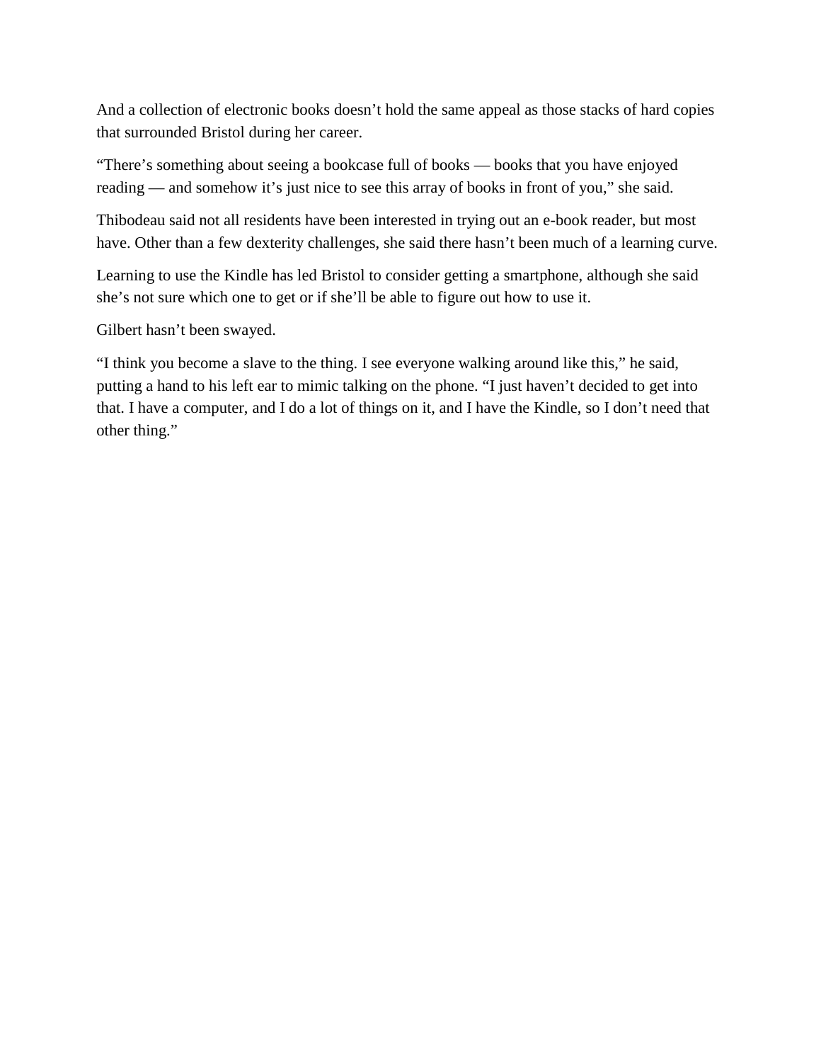And a collection of electronic books doesn't hold the same appeal as those stacks of hard copies that surrounded Bristol during her career.

"There's something about seeing a bookcase full of books — books that you have enjoyed reading — and somehow it's just nice to see this array of books in front of you," she said.

Thibodeau said not all residents have been interested in trying out an e-book reader, but most have. Other than a few dexterity challenges, she said there hasn't been much of a learning curve.

Learning to use the Kindle has led Bristol to consider getting a smartphone, although she said she's not sure which one to get or if she'll be able to figure out how to use it.

Gilbert hasn't been swayed.

"I think you become a slave to the thing. I see everyone walking around like this," he said, putting a hand to his left ear to mimic talking on the phone. "I just haven't decided to get into that. I have a computer, and I do a lot of things on it, and I have the Kindle, so I don't need that other thing."